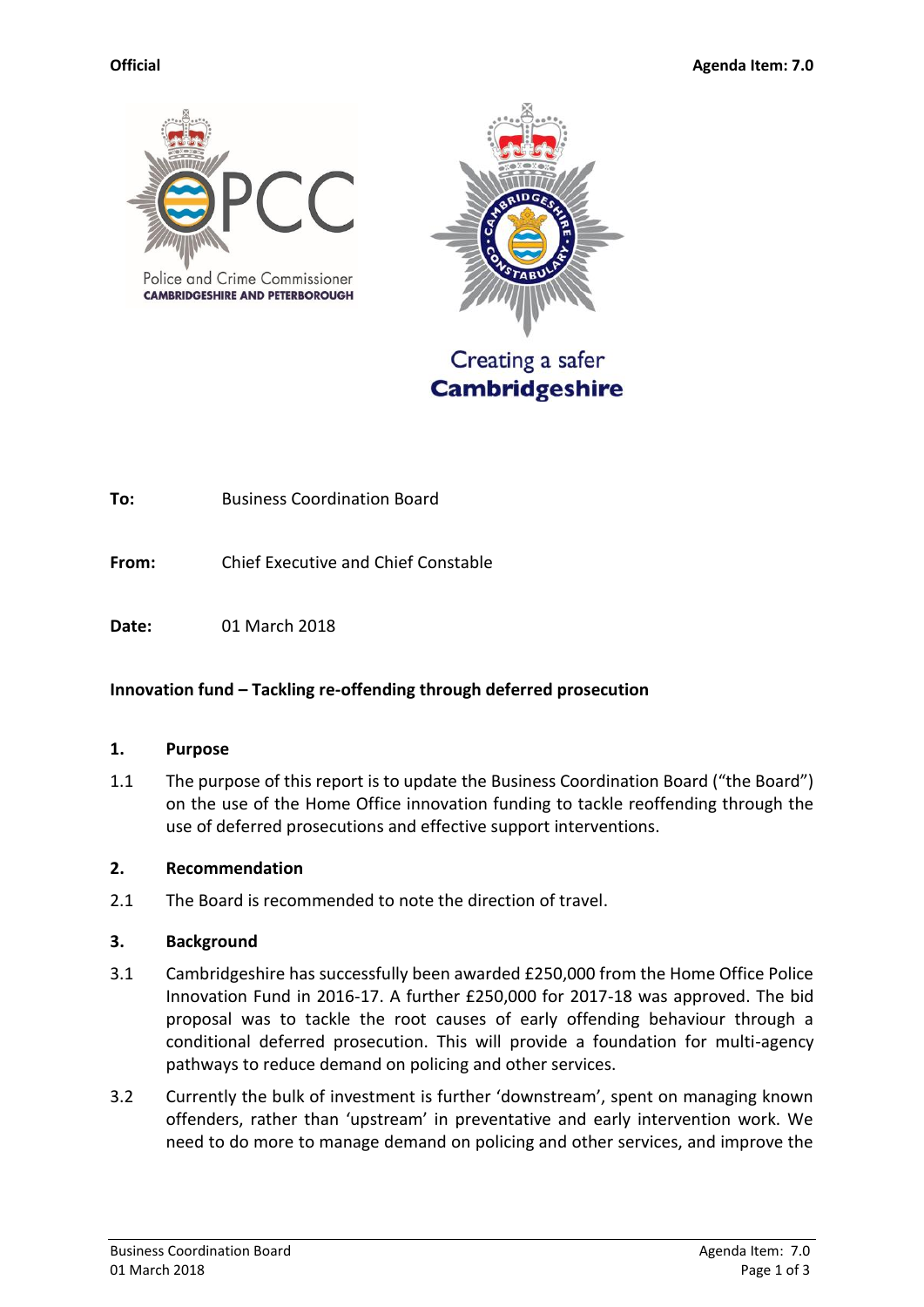**Official** **Agenda Item: 7.0**

Police and Crime Commissioner
CAMBRIDGESHIRE AND PETERBOROUGH

Creating a safer
**Cambridgeshire**

**To:** Business Coordination Board

**From:** Chief Executive and Chief Constable

**Date:** 01 March 2018

**Innovation fund – Tackling re-offending through deferred prosecution**

## 1. Purpose

1.1 The purpose of this report is to update the Business Coordination Board ("the Board") on the use of the Home Office innovation funding to tackle reoffending through the use of deferred prosecutions and effective support interventions.

## 2. Recommendation

2.1 The Board is recommended to note the direction of travel.

## 3. Background

3.1 Cambridgeshire has successfully been awarded £250,000 from the Home Office Police Innovation Fund in 2016-17. A further £250,000 for 2017-18 was approved. The bid proposal was to tackle the root causes of early offending behaviour through a conditional deferred prosecution. This will provide a foundation for multi-agency pathways to reduce demand on policing and other services.

3.2 Currently the bulk of investment is further 'downstream', spent on managing known offenders, rather than 'upstream' in preventative and early intervention work. We need to do more to manage demand on policing and other services, and improve the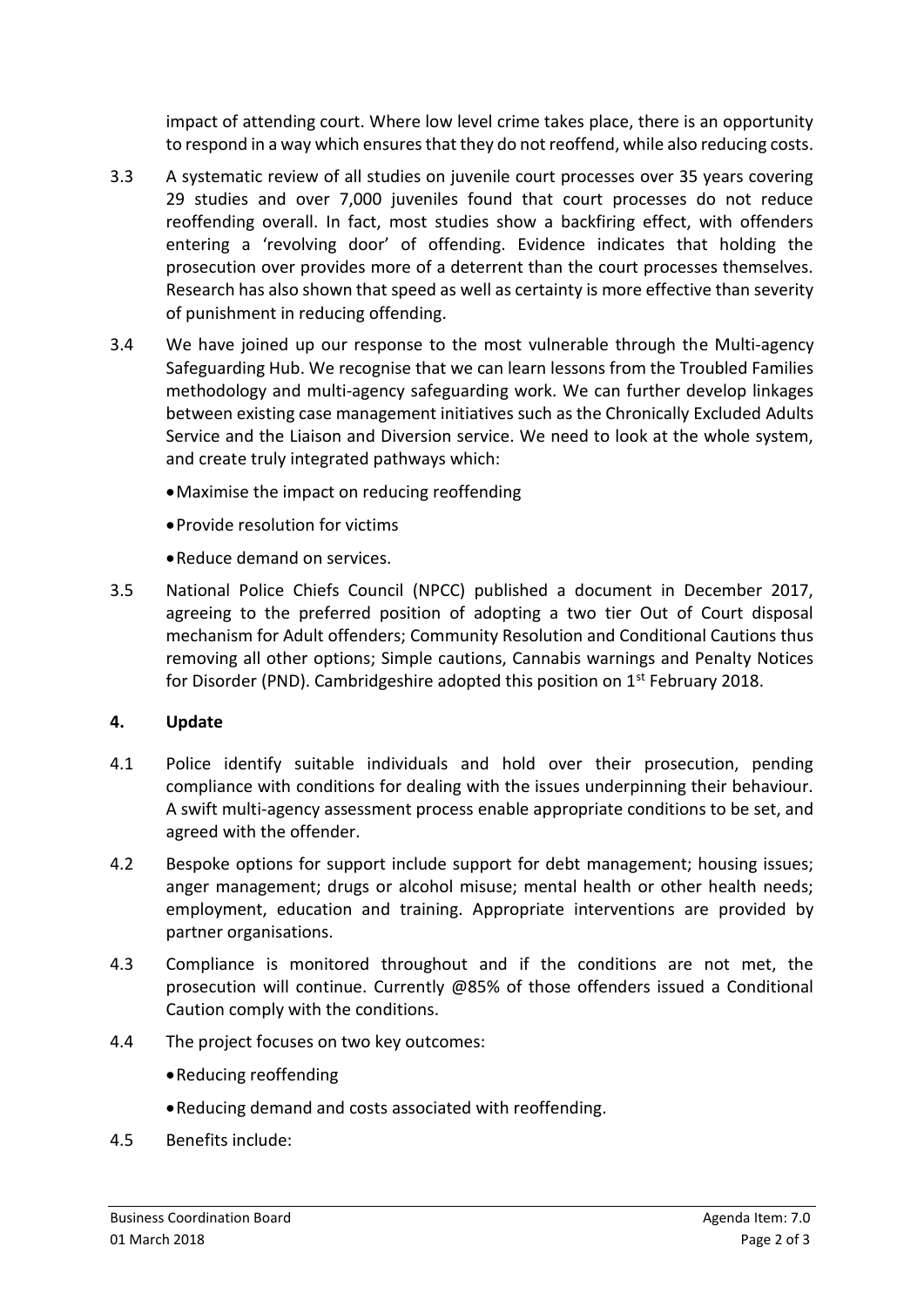impact of attending court. Where low level crime takes place, there is an opportunity to respond in a way which ensures that they do not reoffend, while also reducing costs.

3.3 A systematic review of all studies on juvenile court processes over 35 years covering 29 studies and over 7,000 juveniles found that court processes do not reduce reoffending overall. In fact, most studies show a backfiring effect, with offenders entering a 'revolving door' of offending. Evidence indicates that holding the prosecution over provides more of a deterrent than the court processes themselves. Research has also shown that speed as well as certainty is more effective than severity of punishment in reducing offending.

3.4 We have joined up our response to the most vulnerable through the Multi-agency Safeguarding Hub. We recognise that we can learn lessons from the Troubled Families methodology and multi-agency safeguarding work. We can further develop linkages between existing case management initiatives such as the Chronically Excluded Adults Service and the Liaison and Diversion service. We need to look at the whole system, and create truly integrated pathways which:

- Maximise the impact on reducing reoffending
- Provide resolution for victims
- Reduce demand on services.

3.5 National Police Chiefs Council (NPCC) published a document in December 2017, agreeing to the preferred position of adopting a two tier Out of Court disposal mechanism for Adult offenders; Community Resolution and Conditional Cautions thus removing all other options; Simple cautions, Cannabis warnings and Penalty Notices for Disorder (PND). Cambridgeshire adopted this position on 1st February 2018.

## 4. Update

4.1 Police identify suitable individuals and hold over their prosecution, pending compliance with conditions for dealing with the issues underpinning their behaviour. A swift multi-agency assessment process enable appropriate conditions to be set, and agreed with the offender.

4.2 Bespoke options for support include support for debt management; housing issues; anger management; drugs or alcohol misuse; mental health or other health needs; employment, education and training. Appropriate interventions are provided by partner organisations.

4.3 Compliance is monitored throughout and if the conditions are not met, the prosecution will continue. Currently @85% of those offenders issued a Conditional Caution comply with the conditions.

4.4 The project focuses on two key outcomes:

- Reducing reoffending
- Reducing demand and costs associated with reoffending.

4.5 Benefits include: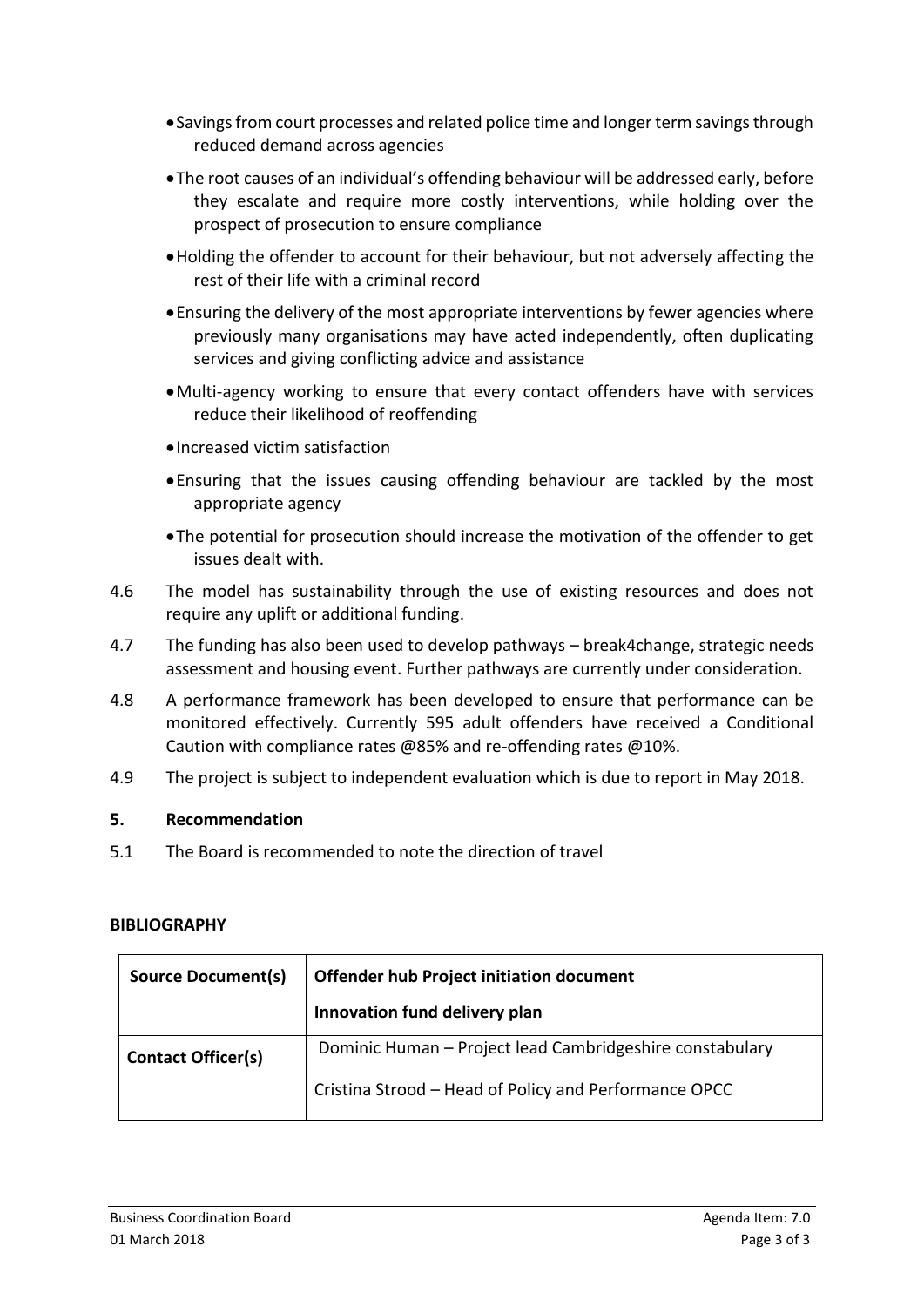- Savings from court processes and related police time and longer term savings through reduced demand across agencies
- The root causes of an individual's offending behaviour will be addressed early, before they escalate and require more costly interventions, while holding over the prospect of prosecution to ensure compliance
- Holding the offender to account for their behaviour, but not adversely affecting the rest of their life with a criminal record
- Ensuring the delivery of the most appropriate interventions by fewer agencies where previously many organisations may have acted independently, often duplicating services and giving conflicting advice and assistance
- Multi-agency working to ensure that every contact offenders have with services reduce their likelihood of reoffending
- Increased victim satisfaction
- Ensuring that the issues causing offending behaviour are tackled by the most appropriate agency
- The potential for prosecution should increase the motivation of the offender to get issues dealt with.

4.6 The model has sustainability through the use of existing resources and does not require any uplift or additional funding.

4.7 The funding has also been used to develop pathways – break4change, strategic needs assessment and housing event. Further pathways are currently under consideration.

4.8 A performance framework has been developed to ensure that performance can be monitored effectively. Currently 595 adult offenders have received a Conditional Caution with compliance rates @85% and re-offending rates @10%.

4.9 The project is subject to independent evaluation which is due to report in May 2018.

## 5. Recommendation

5.1 The Board is recommended to note the direction of travel

## BIBLIOGRAPHY

| | |
|---|---|
| **Source Document(s)** | **Offender hub Project initiation document**<br>**Innovation fund delivery plan** |
| **Contact Officer(s)** | Dominic Human – Project lead Cambridgeshire constabulary<br>Cristina Strood – Head of Policy and Performance OPCC |